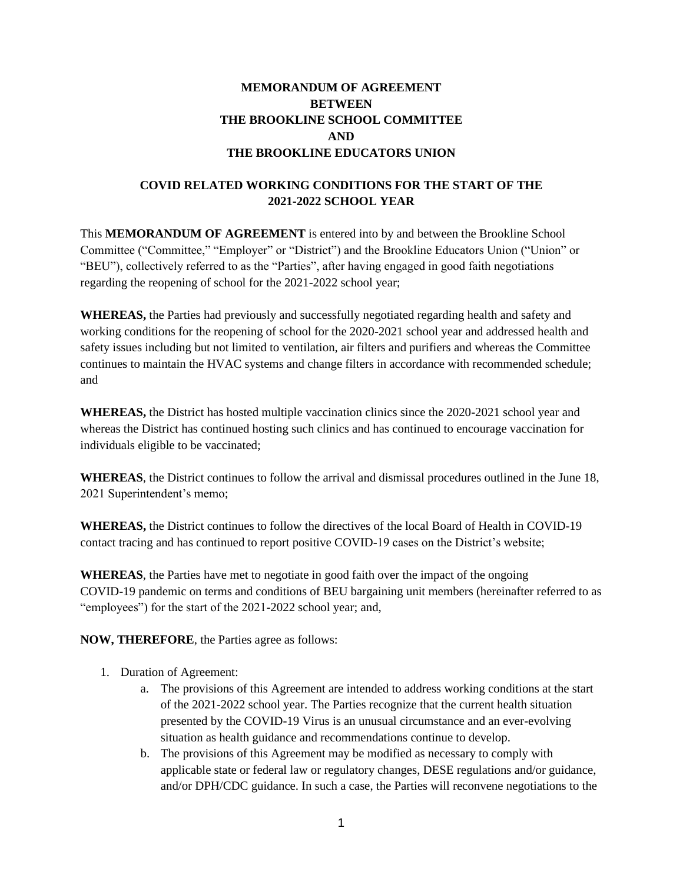# MEMORANDUM OF AGREEMENT
# BETWEEN
# THE BROOKLINE SCHOOL COMMITTEE
# AND
# THE BROOKLINE EDUCATORS UNION

## COVID RELATED WORKING CONDITIONS FOR THE START OF THE 2021-2022 SCHOOL YEAR

This **MEMORANDUM OF AGREEMENT** is entered into by and between the Brookline School Committee ("Committee," "Employer" or "District") and the Brookline Educators Union ("Union" or "BEU"), collectively referred to as the "Parties", after having engaged in good faith negotiations regarding the reopening of school for the 2021-2022 school year;

**WHEREAS,** the Parties had previously and successfully negotiated regarding health and safety and working conditions for the reopening of school for the 2020-2021 school year and addressed health and safety issues including but not limited to ventilation, air filters and purifiers and whereas the Committee continues to maintain the HVAC systems and change filters in accordance with recommended schedule; and

**WHEREAS,** the District has hosted multiple vaccination clinics since the 2020-2021 school year and whereas the District has continued hosting such clinics and has continued to encourage vaccination for individuals eligible to be vaccinated;

**WHEREAS**, the District continues to follow the arrival and dismissal procedures outlined in the June 18, 2021 Superintendent's memo;

**WHEREAS,** the District continues to follow the directives of the local Board of Health in COVID-19 contact tracing and has continued to report positive COVID-19 cases on the District's website;

**WHEREAS**, the Parties have met to negotiate in good faith over the impact of the ongoing COVID-19 pandemic on terms and conditions of BEU bargaining unit members (hereinafter referred to as "employees") for the start of the 2021-2022 school year; and,

**NOW, THEREFORE**, the Parties agree as follows:

1. Duration of Agreement:
    a. The provisions of this Agreement are intended to address working conditions at the start of the 2021-2022 school year. The Parties recognize that the current health situation presented by the COVID-19 Virus is an unusual circumstance and an ever-evolving situation as health guidance and recommendations continue to develop.
    b. The provisions of this Agreement may be modified as necessary to comply with applicable state or federal law or regulatory changes, DESE regulations and/or guidance, and/or DPH/CDC guidance. In such a case, the Parties will reconvene negotiations to the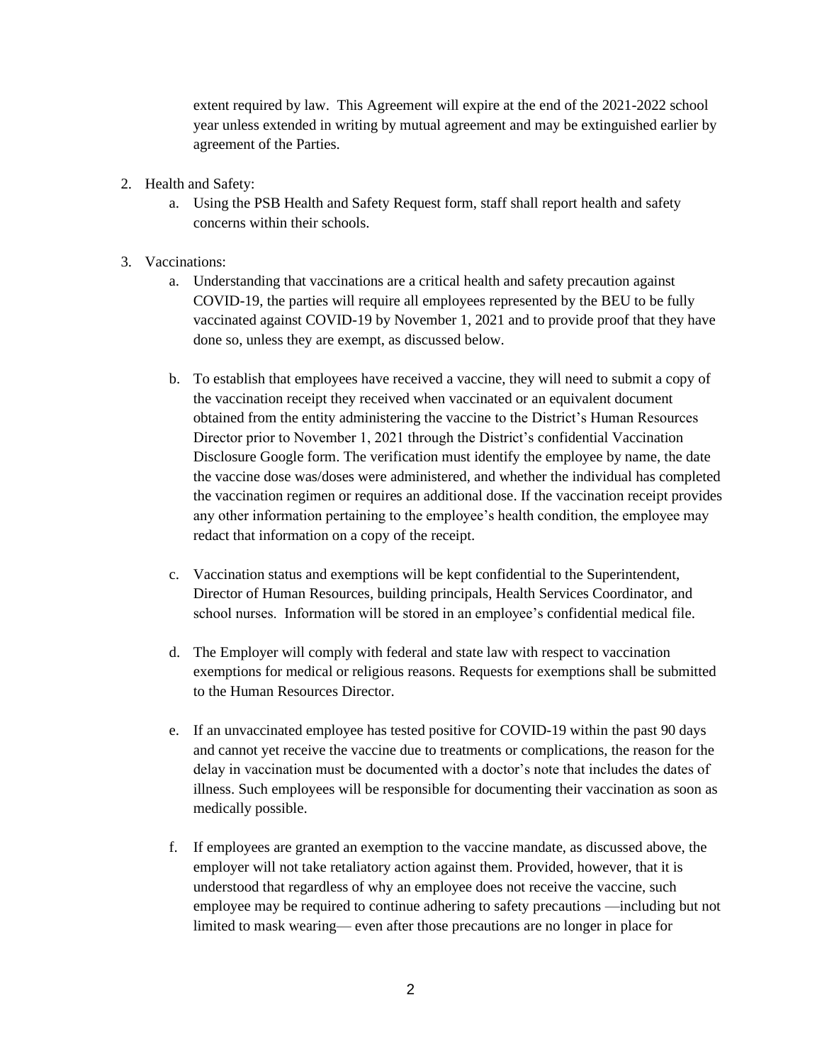extent required by law. This Agreement will expire at the end of the 2021-2022 school year unless extended in writing by mutual agreement and may be extinguished earlier by agreement of the Parties.

2. Health and Safety:
   a. Using the PSB Health and Safety Request form, staff shall report health and safety concerns within their schools.

3. Vaccinations:
   a. Understanding that vaccinations are a critical health and safety precaution against COVID-19, the parties will require all employees represented by the BEU to be fully vaccinated against COVID-19 by November 1, 2021 and to provide proof that they have done so, unless they are exempt, as discussed below.

   b. To establish that employees have received a vaccine, they will need to submit a copy of the vaccination receipt they received when vaccinated or an equivalent document obtained from the entity administering the vaccine to the District's Human Resources Director prior to November 1, 2021 through the District's confidential Vaccination Disclosure Google form. The verification must identify the employee by name, the date the vaccine dose was/doses were administered, and whether the individual has completed the vaccination regimen or requires an additional dose. If the vaccination receipt provides any other information pertaining to the employee's health condition, the employee may redact that information on a copy of the receipt.

   c. Vaccination status and exemptions will be kept confidential to the Superintendent, Director of Human Resources, building principals, Health Services Coordinator, and school nurses. Information will be stored in an employee's confidential medical file.

   d. The Employer will comply with federal and state law with respect to vaccination exemptions for medical or religious reasons. Requests for exemptions shall be submitted to the Human Resources Director.

   e. If an unvaccinated employee has tested positive for COVID-19 within the past 90 days and cannot yet receive the vaccine due to treatments or complications, the reason for the delay in vaccination must be documented with a doctor's note that includes the dates of illness. Such employees will be responsible for documenting their vaccination as soon as medically possible.

   f. If employees are granted an exemption to the vaccine mandate, as discussed above, the employer will not take retaliatory action against them. Provided, however, that it is understood that regardless of why an employee does not receive the vaccine, such employee may be required to continue adhering to safety precautions —including but not limited to mask wearing— even after those precautions are no longer in place for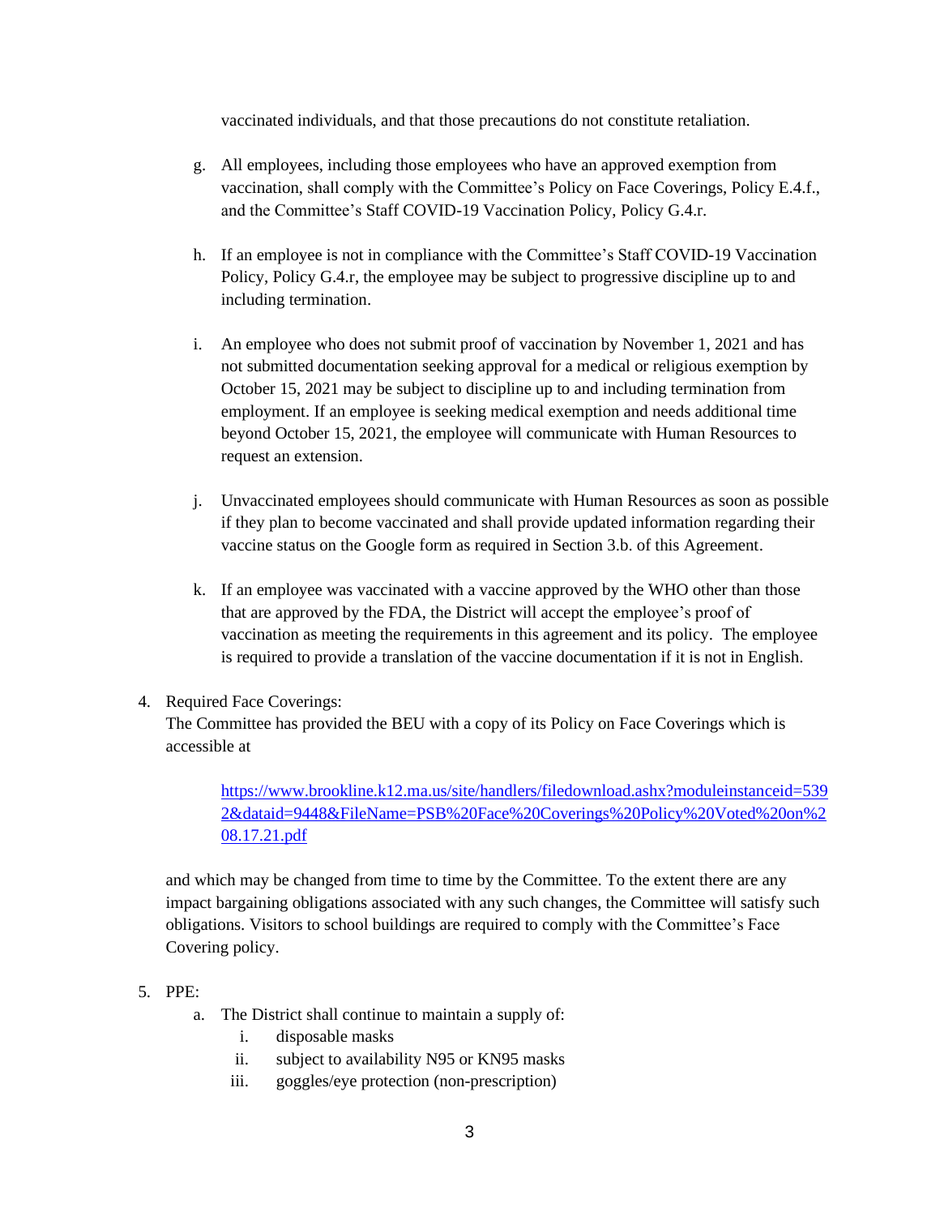vaccinated individuals, and that those precautions do not constitute retaliation.

g. All employees, including those employees who have an approved exemption from vaccination, shall comply with the Committee's Policy on Face Coverings, Policy E.4.f., and the Committee's Staff COVID-19 Vaccination Policy, Policy G.4.r.

h. If an employee is not in compliance with the Committee's Staff COVID-19 Vaccination Policy, Policy G.4.r, the employee may be subject to progressive discipline up to and including termination.

i. An employee who does not submit proof of vaccination by November 1, 2021 and has not submitted documentation seeking approval for a medical or religious exemption by October 15, 2021 may be subject to discipline up to and including termination from employment. If an employee is seeking medical exemption and needs additional time beyond October 15, 2021, the employee will communicate with Human Resources to request an extension.

j. Unvaccinated employees should communicate with Human Resources as soon as possible if they plan to become vaccinated and shall provide updated information regarding their vaccine status on the Google form as required in Section 3.b. of this Agreement.

k. If an employee was vaccinated with a vaccine approved by the WHO other than those that are approved by the FDA, the District will accept the employee's proof of vaccination as meeting the requirements in this agreement and its policy. The employee is required to provide a translation of the vaccine documentation if it is not in English.

4. Required Face Coverings:
The Committee has provided the BEU with a copy of its Policy on Face Coverings which is accessible at

[https://www.brookline.k12.ma.us/site/handlers/filedownload.ashx?moduleinstanceid=5392&dataid=9448&FileName=PSB%20Face%20Coverings%20Policy%20Voted%20on%208.17.21.pdf](https://www.brookline.k12.ma.us/site/handlers/filedownload.ashx?moduleinstanceid=5392&dataid=9448&FileName=PSB%20Face%20Coverings%20Policy%20Voted%20on%208.17.21.pdf)

and which may be changed from time to time by the Committee. To the extent there are any impact bargaining obligations associated with any such changes, the Committee will satisfy such obligations. Visitors to school buildings are required to comply with the Committee's Face Covering policy.

5. PPE:
   a. The District shall continue to maintain a supply of:
      i. disposable masks
      ii. subject to availability N95 or KN95 masks
      iii. goggles/eye protection (non-prescription)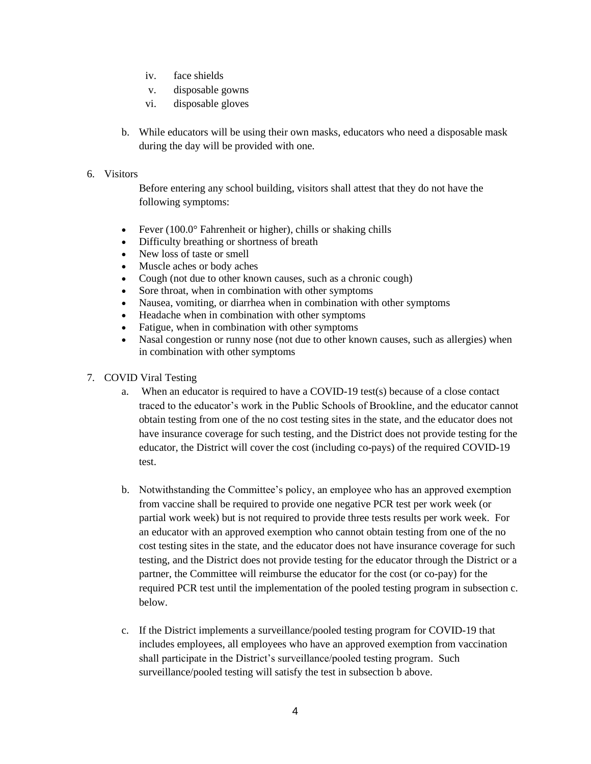iv. face shields
v. disposable gowns
vi. disposable gloves

b. While educators will be using their own masks, educators who need a disposable mask during the day will be provided with one.

6. Visitors

   Before entering any school building, visitors shall attest that they do not have the following symptoms:

- Fever (100.0° Fahrenheit or higher), chills or shaking chills
- Difficulty breathing or shortness of breath
- New loss of taste or smell
- Muscle aches or body aches
- Cough (not due to other known causes, such as a chronic cough)
- Sore throat, when in combination with other symptoms
- Nausea, vomiting, or diarrhea when in combination with other symptoms
- Headache when in combination with other symptoms
- Fatigue, when in combination with other symptoms
- Nasal congestion or runny nose (not due to other known causes, such as allergies) when in combination with other symptoms

7. COVID Viral Testing

   a. When an educator is required to have a COVID-19 test(s) because of a close contact traced to the educator's work in the Public Schools of Brookline, and the educator cannot obtain testing from one of the no cost testing sites in the state, and the educator does not have insurance coverage for such testing, and the District does not provide testing for the educator, the District will cover the cost (including co-pays) of the required COVID-19 test.

   b. Notwithstanding the Committee's policy, an employee who has an approved exemption from vaccine shall be required to provide one negative PCR test per work week (or partial work week) but is not required to provide three tests results per work week. For an educator with an approved exemption who cannot obtain testing from one of the no cost testing sites in the state, and the educator does not have insurance coverage for such testing, and the District does not provide testing for the educator through the District or a partner, the Committee will reimburse the educator for the cost (or co-pay) for the required PCR test until the implementation of the pooled testing program in subsection c. below.

   c. If the District implements a surveillance/pooled testing program for COVID-19 that includes employees, all employees who have an approved exemption from vaccination shall participate in the District's surveillance/pooled testing program. Such surveillance/pooled testing will satisfy the test in subsection b above.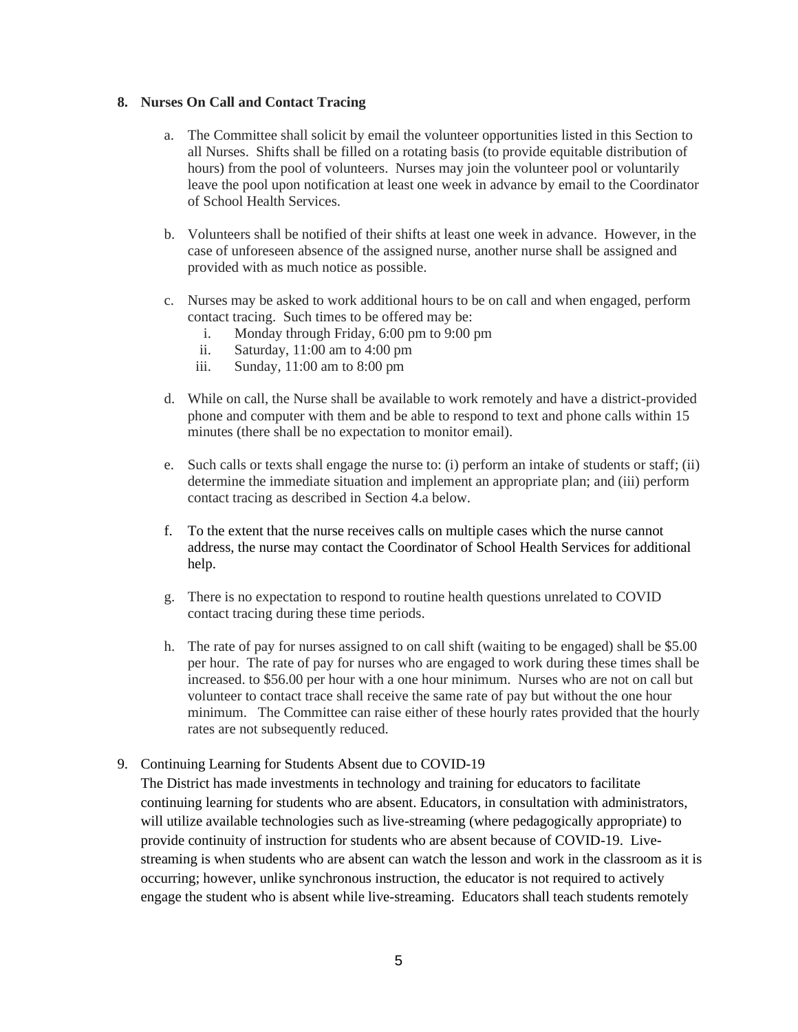## 8. Nurses On Call and Contact Tracing

a. The Committee shall solicit by email the volunteer opportunities listed in this Section to all Nurses. Shifts shall be filled on a rotating basis (to provide equitable distribution of hours) from the pool of volunteers. Nurses may join the volunteer pool or voluntarily leave the pool upon notification at least one week in advance by email to the Coordinator of School Health Services.

b. Volunteers shall be notified of their shifts at least one week in advance. However, in the case of unforeseen absence of the assigned nurse, another nurse shall be assigned and provided with as much notice as possible.

c. Nurses may be asked to work additional hours to be on call and when engaged, perform contact tracing. Such times to be offered may be:
   i. Monday through Friday, 6:00 pm to 9:00 pm
   ii. Saturday, 11:00 am to 4:00 pm
   iii. Sunday, 11:00 am to 8:00 pm

d. While on call, the Nurse shall be available to work remotely and have a district-provided phone and computer with them and be able to respond to text and phone calls within 15 minutes (there shall be no expectation to monitor email).

e. Such calls or texts shall engage the nurse to: (i) perform an intake of students or staff; (ii) determine the immediate situation and implement an appropriate plan; and (iii) perform contact tracing as described in Section 4.a below.

f. To the extent that the nurse receives calls on multiple cases which the nurse cannot address, the nurse may contact the Coordinator of School Health Services for additional help.

g. There is no expectation to respond to routine health questions unrelated to COVID contact tracing during these time periods.

h. The rate of pay for nurses assigned to on call shift (waiting to be engaged) shall be $5.00 per hour. The rate of pay for nurses who are engaged to work during these times shall be increased. to $56.00 per hour with a one hour minimum. Nurses who are not on call but volunteer to contact trace shall receive the same rate of pay but without the one hour minimum. The Committee can raise either of these hourly rates provided that the hourly rates are not subsequently reduced.

9. Continuing Learning for Students Absent due to COVID-19

The District has made investments in technology and training for educators to facilitate continuing learning for students who are absent. Educators, in consultation with administrators, will utilize available technologies such as live-streaming (where pedagogically appropriate) to provide continuity of instruction for students who are absent because of COVID-19. Live-streaming is when students who are absent can watch the lesson and work in the classroom as it is occurring; however, unlike synchronous instruction, the educator is not required to actively engage the student who is absent while live-streaming. Educators shall teach students remotely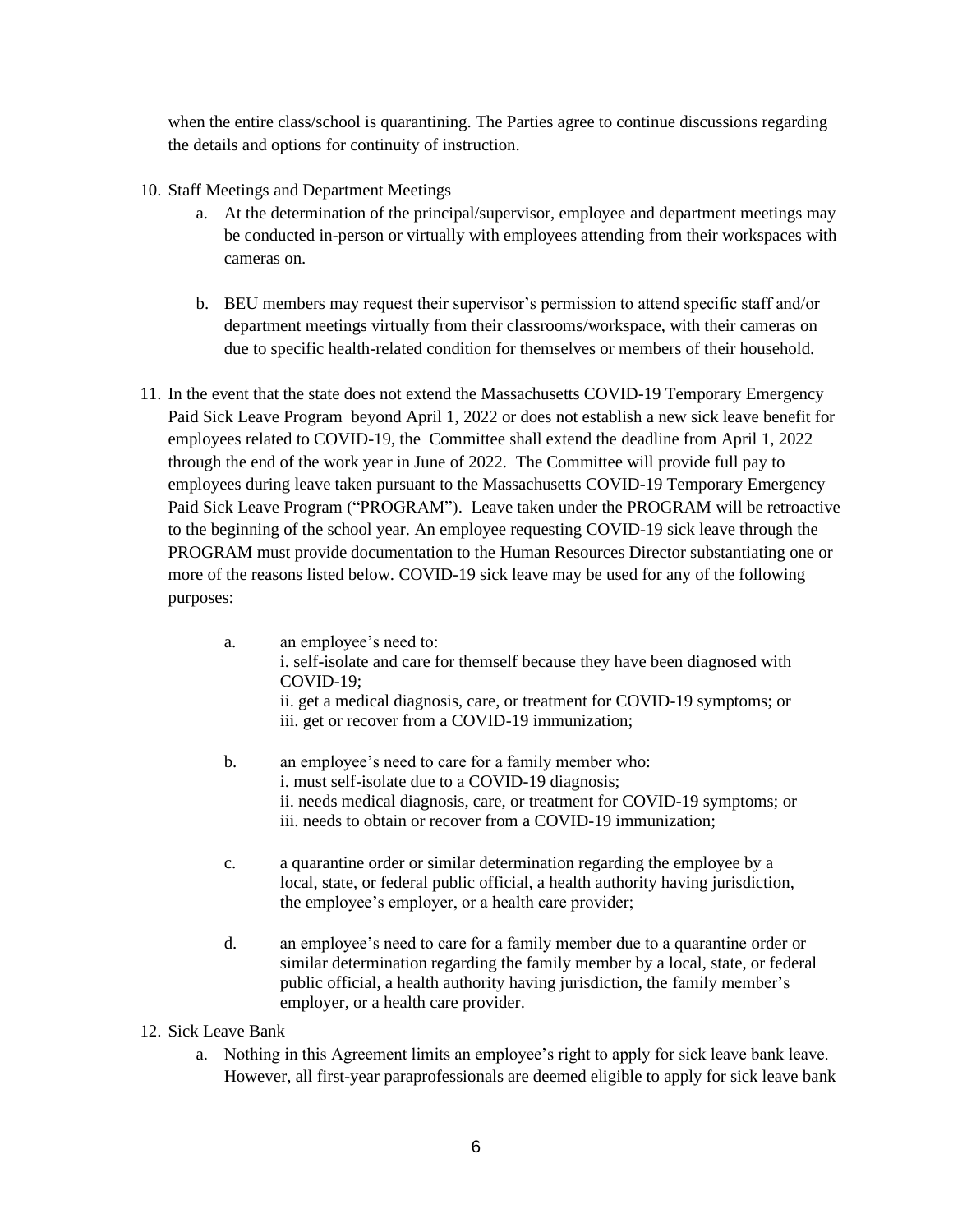when the entire class/school is quarantining. The Parties agree to continue discussions regarding the details and options for continuity of instruction.

10. Staff Meetings and Department Meetings
    a. At the determination of the principal/supervisor, employee and department meetings may be conducted in-person or virtually with employees attending from their workspaces with cameras on.

    b. BEU members may request their supervisor's permission to attend specific staff and/or department meetings virtually from their classrooms/workspace, with their cameras on due to specific health-related condition for themselves or members of their household.

11. In the event that the state does not extend the Massachusetts COVID-19 Temporary Emergency Paid Sick Leave Program beyond April 1, 2022 or does not establish a new sick leave benefit for employees related to COVID-19, the Committee shall extend the deadline from April 1, 2022 through the end of the work year in June of 2022. The Committee will provide full pay to employees during leave taken pursuant to the Massachusetts COVID-19 Temporary Emergency Paid Sick Leave Program ("PROGRAM"). Leave taken under the PROGRAM will be retroactive to the beginning of the school year. An employee requesting COVID-19 sick leave through the PROGRAM must provide documentation to the Human Resources Director substantiating one or more of the reasons listed below. COVID-19 sick leave may be used for any of the following purposes:

    a. an employee's need to:
       i. self-isolate and care for themself because they have been diagnosed with COVID-19;
       ii. get a medical diagnosis, care, or treatment for COVID-19 symptoms; or
       iii. get or recover from a COVID-19 immunization;

    b. an employee's need to care for a family member who:
       i. must self-isolate due to a COVID-19 diagnosis;
       ii. needs medical diagnosis, care, or treatment for COVID-19 symptoms; or
       iii. needs to obtain or recover from a COVID-19 immunization;

    c. a quarantine order or similar determination regarding the employee by a local, state, or federal public official, a health authority having jurisdiction, the employee's employer, or a health care provider;

    d. an employee's need to care for a family member due to a quarantine order or similar determination regarding the family member by a local, state, or federal public official, a health authority having jurisdiction, the family member's employer, or a health care provider.

12. Sick Leave Bank
    a. Nothing in this Agreement limits an employee's right to apply for sick leave bank leave. However, all first-year paraprofessionals are deemed eligible to apply for sick leave bank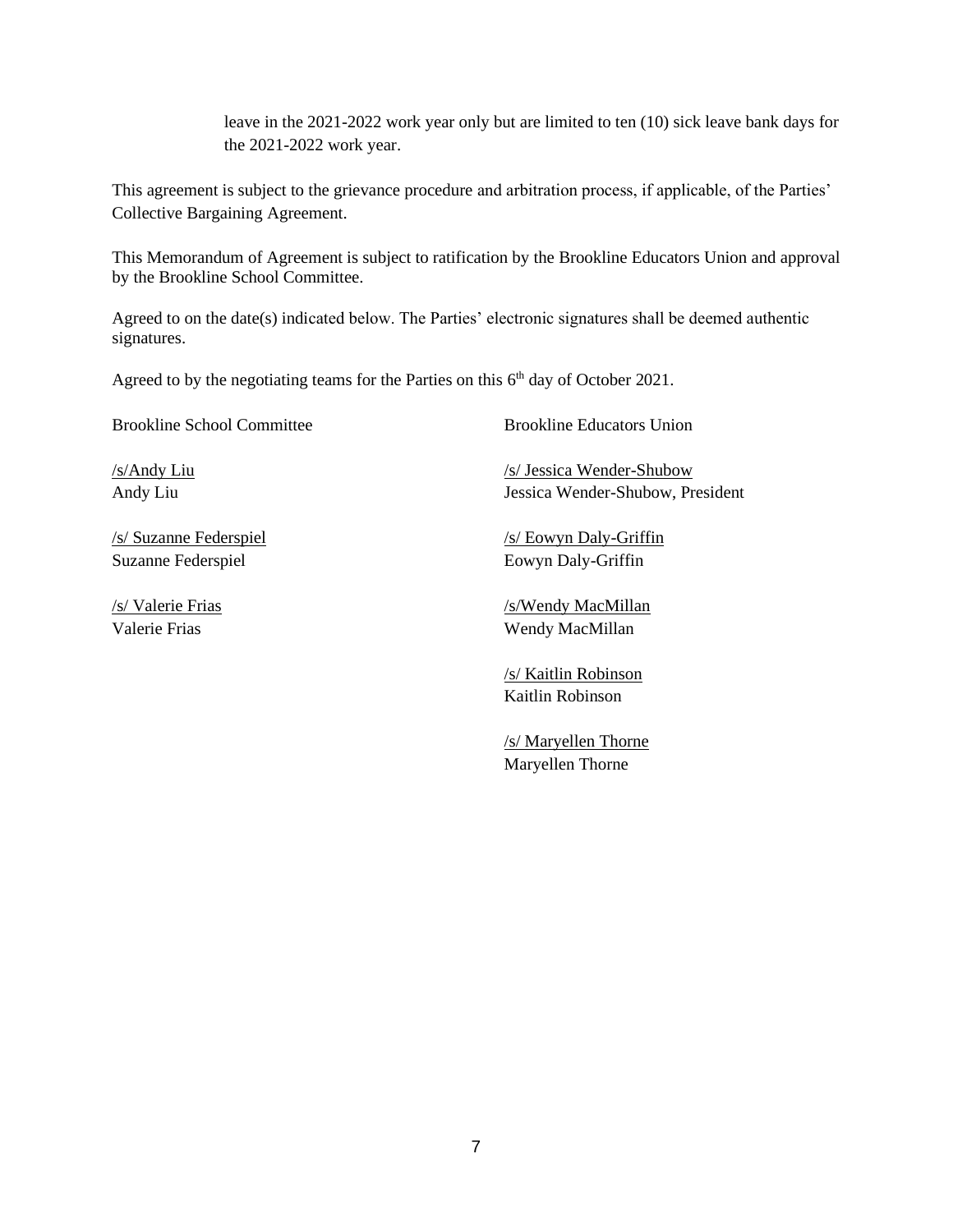leave in the 2021-2022 work year only but are limited to ten (10) sick leave bank days for the 2021-2022 work year.

This agreement is subject to the grievance procedure and arbitration process, if applicable, of the Parties' Collective Bargaining Agreement.

This Memorandum of Agreement is subject to ratification by the Brookline Educators Union and approval by the Brookline School Committee.

Agreed to on the date(s) indicated below. The Parties' electronic signatures shall be deemed authentic signatures.

Agreed to by the negotiating teams for the Parties on this 6th day of October 2021.

**Brookline School Committee**

/s/Andy Liu
Andy Liu

/s/ Suzanne Federspiel
Suzanne Federspiel

/s/ Valerie Frias
Valerie Frias

**Brookline Educators Union**

/s/ Jessica Wender-Shubow
Jessica Wender-Shubow, President

/s/ Eowyn Daly-Griffin
Eowyn Daly-Griffin

/s/Wendy MacMillan
Wendy MacMillan

/s/ Kaitlin Robinson
Kaitlin Robinson

/s/ Maryellen Thorne
Maryellen Thorne